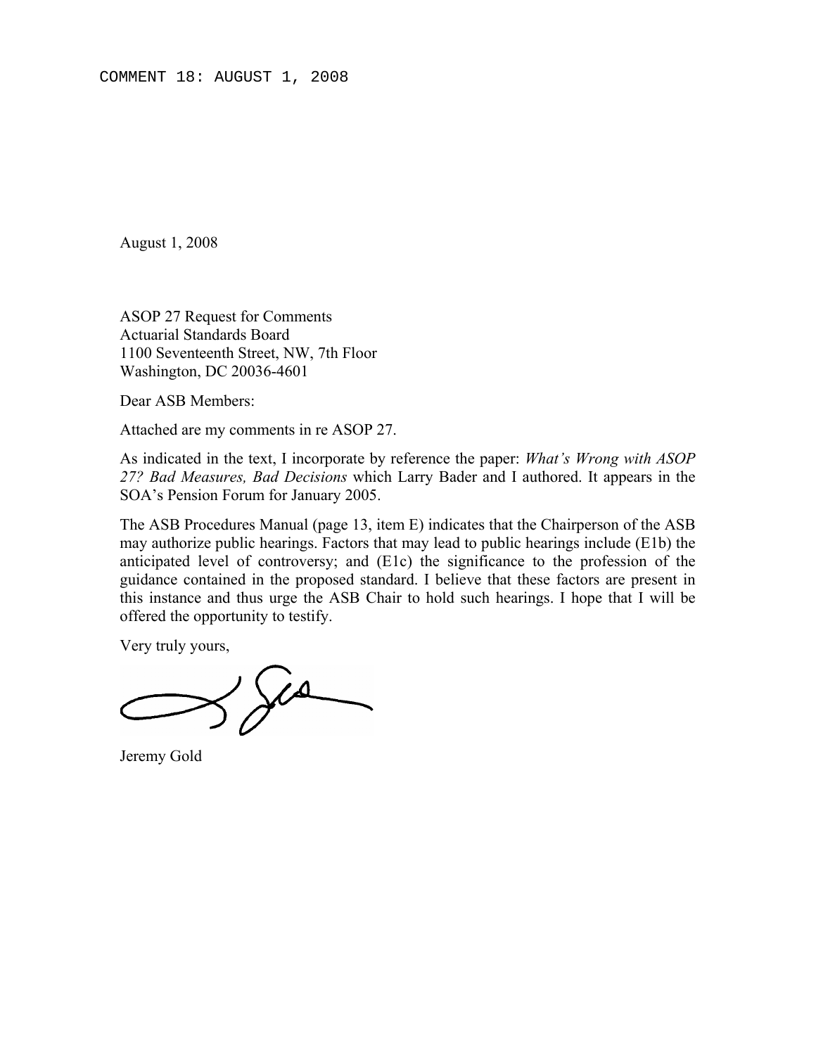COMMENT 18: AUGUST 1, 2008

August 1, 2008

ASOP 27 Request for Comments
Actuarial Standards Board
1100 Seventeenth Street, NW, 7th Floor
Washington, DC 20036-4601

Dear ASB Members:

Attached are my comments in re ASOP 27.

As indicated in the text, I incorporate by reference the paper: *What's Wrong with ASOP 27? Bad Measures, Bad Decisions* which Larry Bader and I authored. It appears in the SOA's Pension Forum for January 2005.

The ASB Procedures Manual (page 13, item E) indicates that the Chairperson of the ASB may authorize public hearings. Factors that may lead to public hearings include (E1b) the anticipated level of controversy; and (E1c) the significance to the profession of the guidance contained in the proposed standard. I believe that these factors are present in this instance and thus urge the ASB Chair to hold such hearings. I hope that I will be offered the opportunity to testify.

Very truly yours,

Jeremy Gold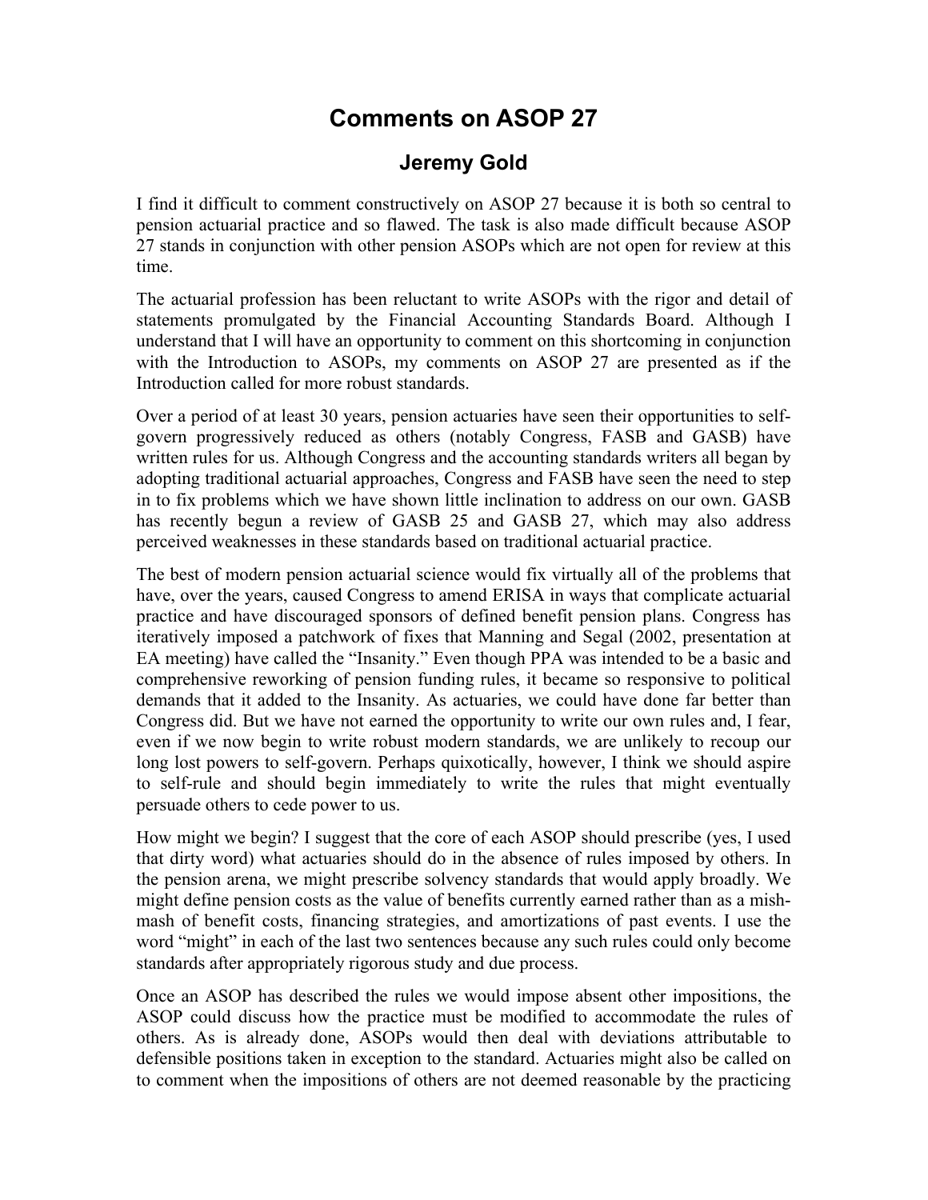# Comments on ASOP 27

## Jeremy Gold

I find it difficult to comment constructively on ASOP 27 because it is both so central to pension actuarial practice and so flawed. The task is also made difficult because ASOP 27 stands in conjunction with other pension ASOPs which are not open for review at this time.

The actuarial profession has been reluctant to write ASOPs with the rigor and detail of statements promulgated by the Financial Accounting Standards Board. Although I understand that I will have an opportunity to comment on this shortcoming in conjunction with the Introduction to ASOPs, my comments on ASOP 27 are presented as if the Introduction called for more robust standards.

Over a period of at least 30 years, pension actuaries have seen their opportunities to self-govern progressively reduced as others (notably Congress, FASB and GASB) have written rules for us. Although Congress and the accounting standards writers all began by adopting traditional actuarial approaches, Congress and FASB have seen the need to step in to fix problems which we have shown little inclination to address on our own. GASB has recently begun a review of GASB 25 and GASB 27, which may also address perceived weaknesses in these standards based on traditional actuarial practice.

The best of modern pension actuarial science would fix virtually all of the problems that have, over the years, caused Congress to amend ERISA in ways that complicate actuarial practice and have discouraged sponsors of defined benefit pension plans. Congress has iteratively imposed a patchwork of fixes that Manning and Segal (2002, presentation at EA meeting) have called the "Insanity." Even though PPA was intended to be a basic and comprehensive reworking of pension funding rules, it became so responsive to political demands that it added to the Insanity. As actuaries, we could have done far better than Congress did. But we have not earned the opportunity to write our own rules and, I fear, even if we now begin to write robust modern standards, we are unlikely to recoup our long lost powers to self-govern. Perhaps quixotically, however, I think we should aspire to self-rule and should begin immediately to write the rules that might eventually persuade others to cede power to us.

How might we begin? I suggest that the core of each ASOP should prescribe (yes, I used that dirty word) what actuaries should do in the absence of rules imposed by others. In the pension arena, we might prescribe solvency standards that would apply broadly. We might define pension costs as the value of benefits currently earned rather than as a mish-mash of benefit costs, financing strategies, and amortizations of past events. I use the word "might" in each of the last two sentences because any such rules could only become standards after appropriately rigorous study and due process.

Once an ASOP has described the rules we would impose absent other impositions, the ASOP could discuss how the practice must be modified to accommodate the rules of others. As is already done, ASOPs would then deal with deviations attributable to defensible positions taken in exception to the standard. Actuaries might also be called on to comment when the impositions of others are not deemed reasonable by the practicing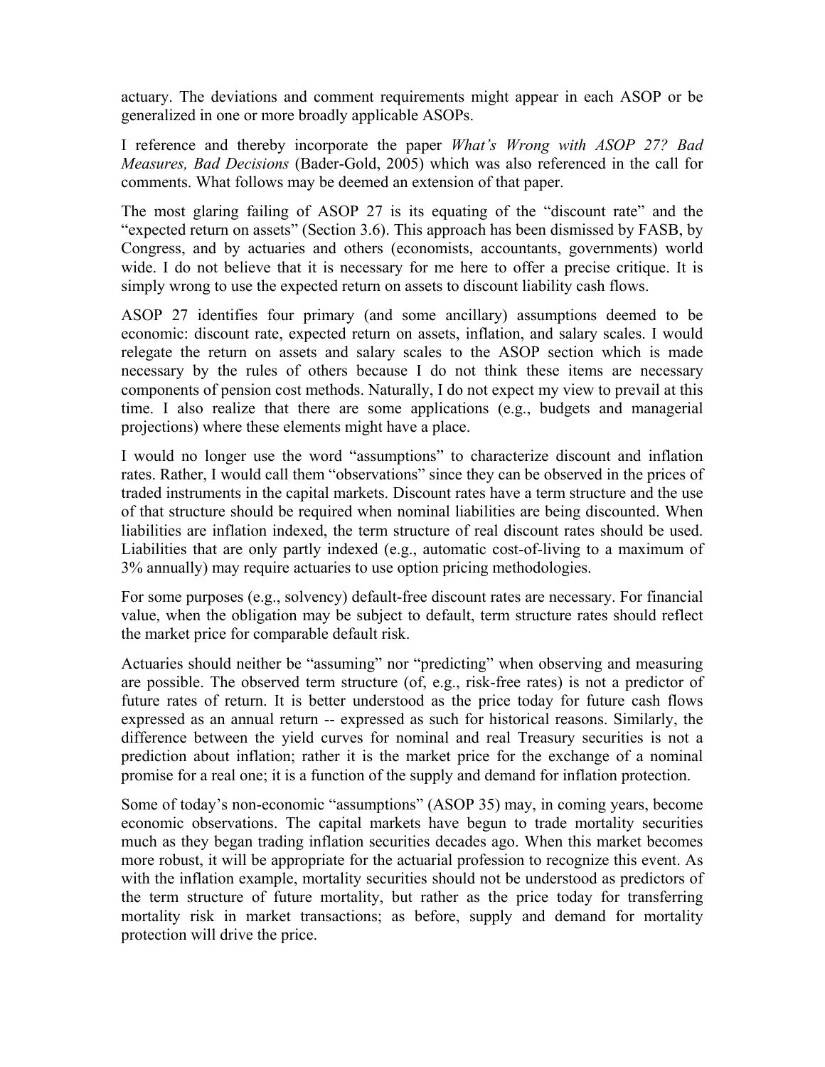actuary. The deviations and comment requirements might appear in each ASOP or be generalized in one or more broadly applicable ASOPs.

I reference and thereby incorporate the paper *What's Wrong with ASOP 27? Bad Measures, Bad Decisions* (Bader-Gold, 2005) which was also referenced in the call for comments. What follows may be deemed an extension of that paper.

The most glaring failing of ASOP 27 is its equating of the "discount rate" and the "expected return on assets" (Section 3.6). This approach has been dismissed by FASB, by Congress, and by actuaries and others (economists, accountants, governments) world wide. I do not believe that it is necessary for me here to offer a precise critique. It is simply wrong to use the expected return on assets to discount liability cash flows.

ASOP 27 identifies four primary (and some ancillary) assumptions deemed to be economic: discount rate, expected return on assets, inflation, and salary scales. I would relegate the return on assets and salary scales to the ASOP section which is made necessary by the rules of others because I do not think these items are necessary components of pension cost methods. Naturally, I do not expect my view to prevail at this time. I also realize that there are some applications (e.g., budgets and managerial projections) where these elements might have a place.

I would no longer use the word "assumptions" to characterize discount and inflation rates. Rather, I would call them "observations" since they can be observed in the prices of traded instruments in the capital markets. Discount rates have a term structure and the use of that structure should be required when nominal liabilities are being discounted. When liabilities are inflation indexed, the term structure of real discount rates should be used. Liabilities that are only partly indexed (e.g., automatic cost-of-living to a maximum of 3% annually) may require actuaries to use option pricing methodologies.

For some purposes (e.g., solvency) default-free discount rates are necessary. For financial value, when the obligation may be subject to default, term structure rates should reflect the market price for comparable default risk.

Actuaries should neither be "assuming" nor "predicting" when observing and measuring are possible. The observed term structure (of, e.g., risk-free rates) is not a predictor of future rates of return. It is better understood as the price today for future cash flows expressed as an annual return -- expressed as such for historical reasons. Similarly, the difference between the yield curves for nominal and real Treasury securities is not a prediction about inflation; rather it is the market price for the exchange of a nominal promise for a real one; it is a function of the supply and demand for inflation protection.

Some of today's non-economic "assumptions" (ASOP 35) may, in coming years, become economic observations. The capital markets have begun to trade mortality securities much as they began trading inflation securities decades ago. When this market becomes more robust, it will be appropriate for the actuarial profession to recognize this event. As with the inflation example, mortality securities should not be understood as predictors of the term structure of future mortality, but rather as the price today for transferring mortality risk in market transactions; as before, supply and demand for mortality protection will drive the price.